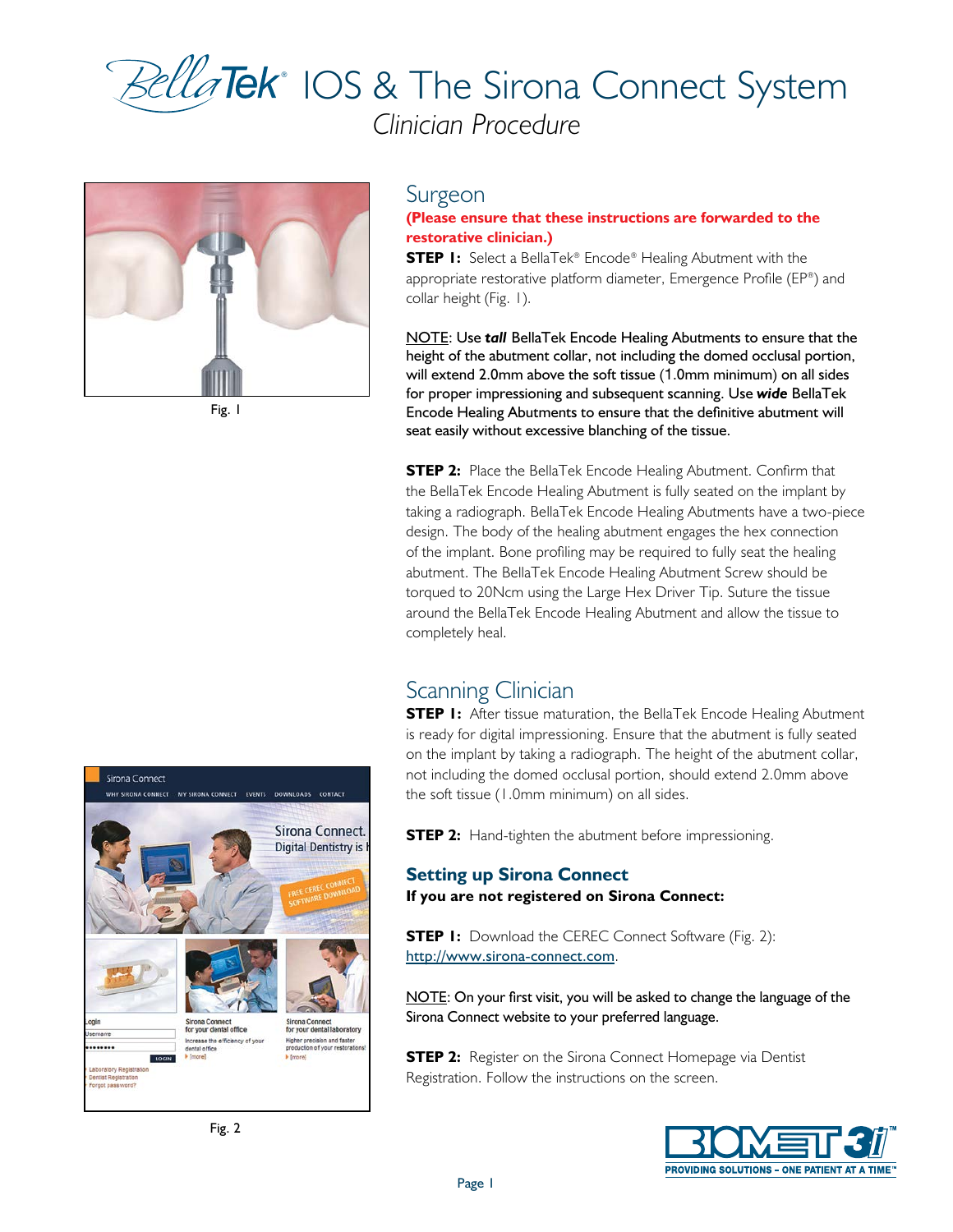# BellaTek® IOS & The Sirona Connect System

*Clinician Procedure*

Fig. 1

## Surgeon

**(Please ensure that these instructions are forwarded to the restorative clinician.)**

**STEP 1:** Select a BellaTek® Encode® Healing Abutment with the appropriate restorative platform diameter, Emergence Profile (EP®) and collar height (Fig. 1).

NOTE: Use ***tall*** BellaTek Encode Healing Abutments to ensure that the height of the abutment collar, not including the domed occlusal portion, will extend 2.0mm above the soft tissue (1.0mm minimum) on all sides for proper impressioning and subsequent scanning. Use ***wide*** BellaTek Encode Healing Abutments to ensure that the definitive abutment will seat easily without excessive blanching of the tissue.

**STEP 2:** Place the BellaTek Encode Healing Abutment. Confirm that the BellaTek Encode Healing Abutment is fully seated on the implant by taking a radiograph. BellaTek Encode Healing Abutments have a two-piece design. The body of the healing abutment engages the hex connection of the implant. Bone profiling may be required to fully seat the healing abutment. The BellaTek Encode Healing Abutment Screw should be torqued to 20Ncm using the Large Hex Driver Tip. Suture the tissue around the BellaTek Encode Healing Abutment and allow the tissue to completely heal.

## Scanning Clinician

**STEP 1:** After tissue maturation, the BellaTek Encode Healing Abutment is ready for digital impressioning. Ensure that the abutment is fully seated on the implant by taking a radiograph. The height of the abutment collar, not including the domed occlusal portion, should extend 2.0mm above the soft tissue (1.0mm minimum) on all sides.

**STEP 2:** Hand-tighten the abutment before impressioning.

### Setting up Sirona Connect

**If you are not registered on Sirona Connect:**

**STEP 1:** Download the CEREC Connect Software (Fig. 2): http://www.sirona-connect.com.

NOTE: On your first visit, you will be asked to change the language of the Sirona Connect website to your preferred language.

**STEP 2:** Register on the Sirona Connect Homepage via Dentist Registration. Follow the instructions on the screen.

Fig. 2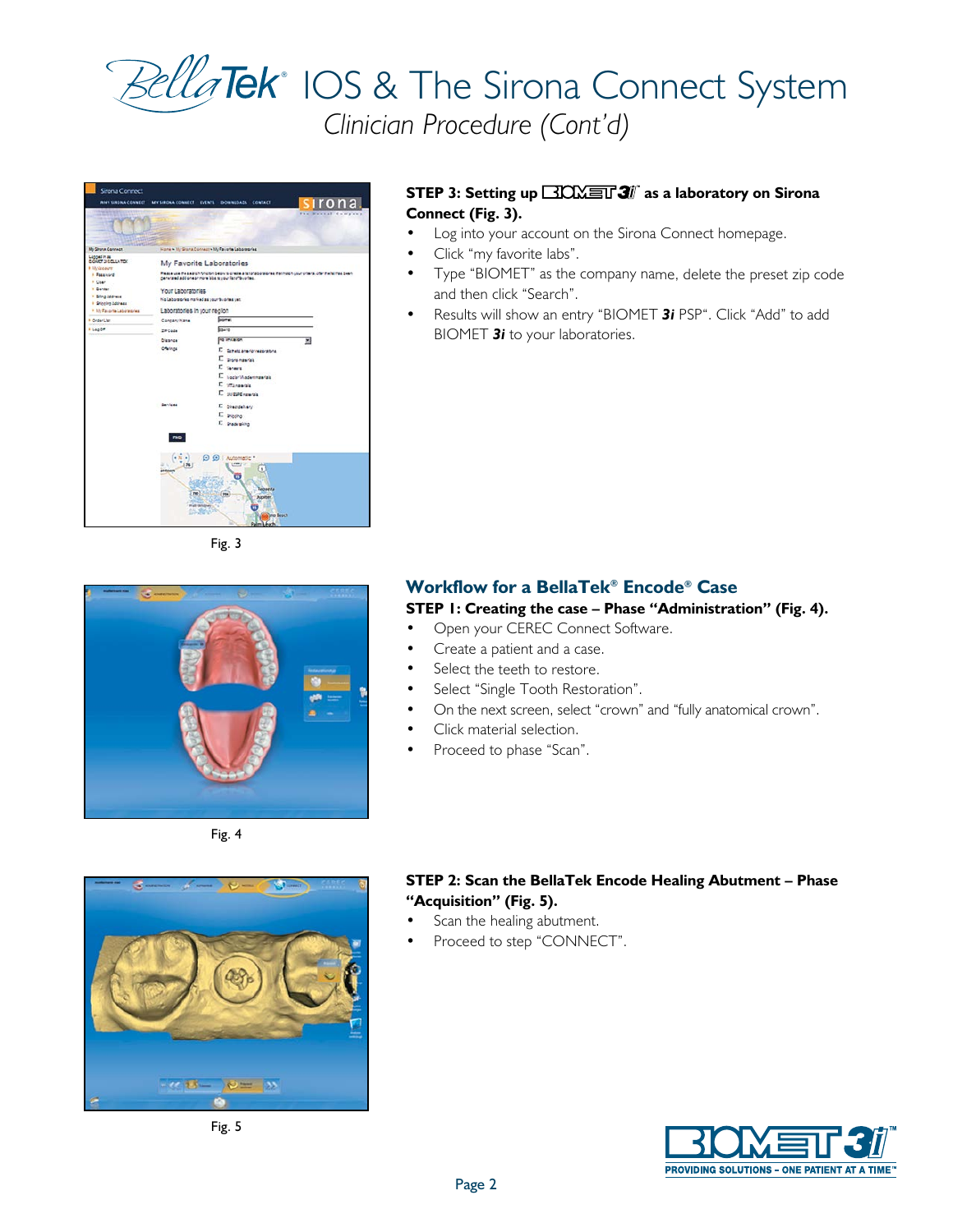# BellaTek® IOS & The Sirona Connect System

*Clinician Procedure (Cont'd)*

**STEP 3: Setting up BIOMET 3i™ as a laboratory on Sirona Connect (Fig. 3).**

- Log into your account on the Sirona Connect homepage.
- Click "my favorite labs".
- Type "BIOMET" as the company name, delete the preset zip code and then click "Search".
- Results will show an entry "BIOMET ***3i*** PSP". Click "Add" to add BIOMET ***3i*** to your laboratories.

Fig. 3

## Workflow for a BellaTek® Encode® Case

**STEP 1: Creating the case – Phase "Administration" (Fig. 4).**

- Open your CEREC Connect Software.
- Create a patient and a case.
- Select the teeth to restore.
- Select "Single Tooth Restoration".
- On the next screen, select "crown" and "fully anatomical crown".
- Click material selection.
- Proceed to phase "Scan".

Fig. 4

**STEP 2: Scan the BellaTek Encode Healing Abutment – Phase "Acquisition" (Fig. 5).**

- Scan the healing abutment.
- Proceed to step "CONNECT".

Fig. 5

BIOMET 3i™ PROVIDING SOLUTIONS – ONE PATIENT AT A TIME™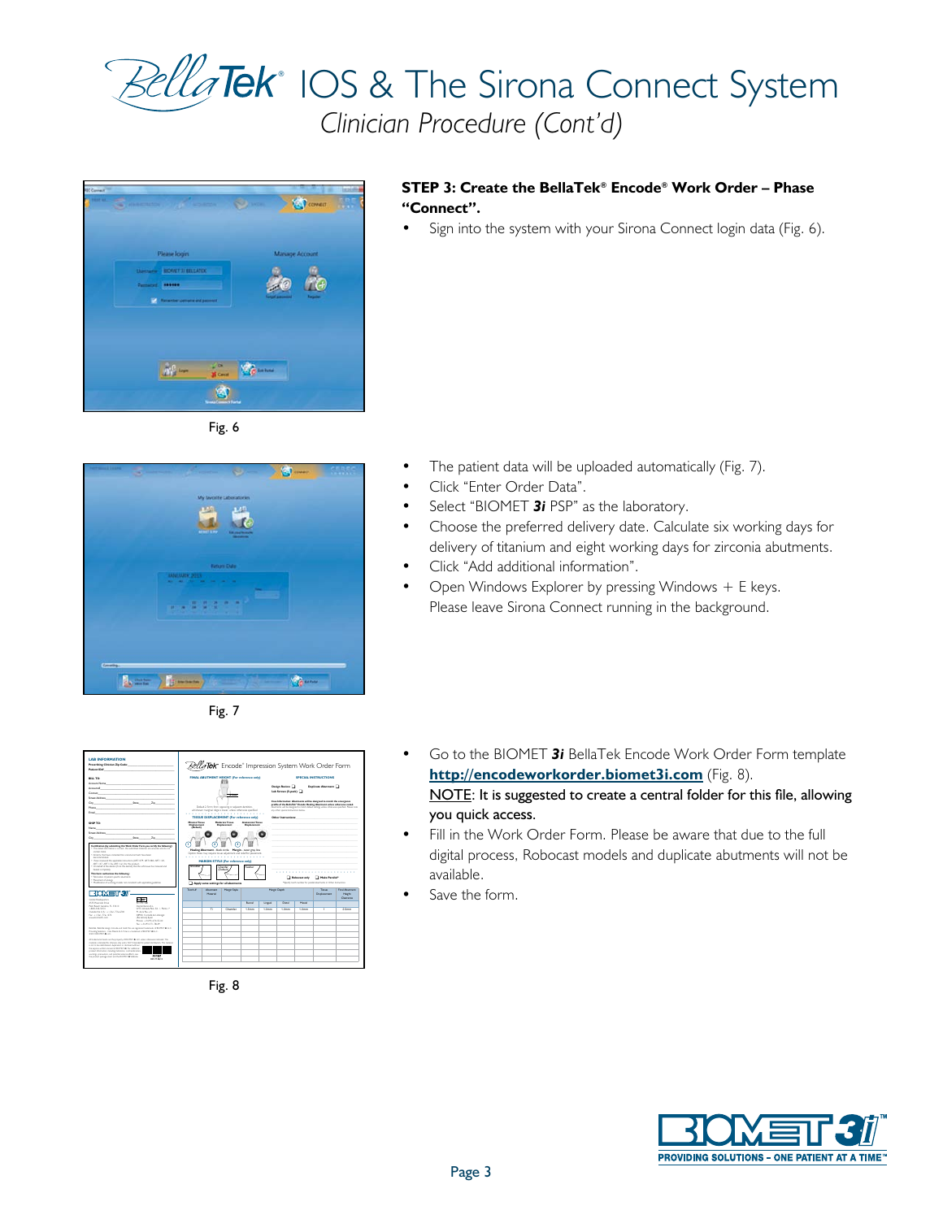# BellaTek® IOS & The Sirona Connect System

*Clinician Procedure (Cont'd)*

**STEP 3: Create the BellaTek® Encode® Work Order – Phase "Connect".**

- Sign into the system with your Sirona Connect login data (Fig. 6).

Fig. 6

- The patient data will be uploaded automatically (Fig. 7).
- Click "Enter Order Data".
- Select "BIOMET ***3i*** PSP" as the laboratory.
- Choose the preferred delivery date. Calculate six working days for delivery of titanium and eight working days for zirconia abutments.
- Click "Add additional information".
- Open Windows Explorer by pressing Windows + E keys. Please leave Sirona Connect running in the background.

Fig. 7

- Go to the BIOMET ***3i*** BellaTek Encode Work Order Form template **http://encodeworkorder.biomet3i.com** (Fig. 8).
  NOTE: It is suggested to create a central folder for this file, allowing you quick access.
- Fill in the Work Order Form. Please be aware that due to the full digital process, Robocast models and duplicate abutments will not be available.
- Save the form.

Fig. 8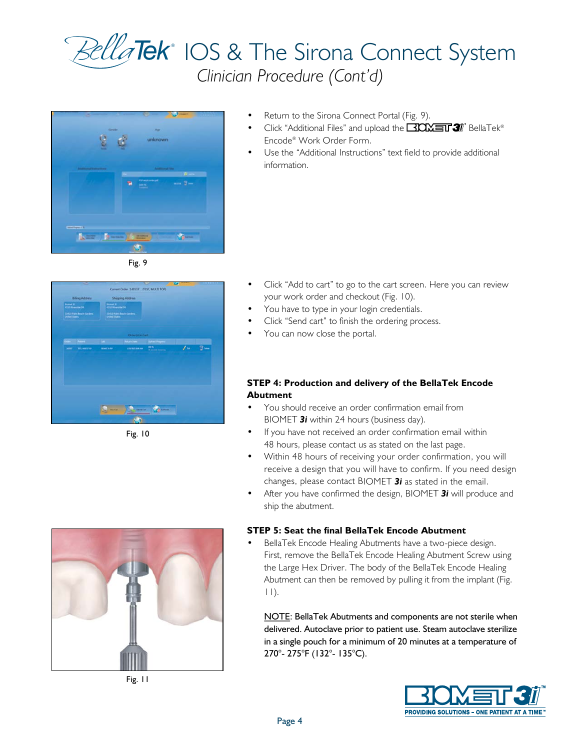# BellaTek® IOS & The Sirona Connect System

*Clinician Procedure (Cont'd)*

Fig. 9

- Return to the Sirona Connect Portal (Fig. 9).
- Click "Additional Files" and upload the BIOMET 3i™ BellaTek® Encode® Work Order Form.
- Use the "Additional Instructions" text field to provide additional information.

Fig. 10

- Click "Add to cart" to go to the cart screen. Here you can review your work order and checkout (Fig. 10).
- You have to type in your login credentials.
- Click "Send cart" to finish the ordering process.
- You can now close the portal.

**STEP 4: Production and delivery of the BellaTek Encode Abutment**

- You should receive an order confirmation email from BIOMET ***3i*** within 24 hours (business day).
- If you have not received an order confirmation email within 48 hours, please contact us as stated on the last page.
- Within 48 hours of receiving your order confirmation, you will receive a design that you will have to confirm. If you need design changes, please contact BIOMET ***3i*** as stated in the email.
- After you have confirmed the design, BIOMET ***3i*** will produce and ship the abutment.

Fig. 11

**STEP 5: Seat the final BellaTek Encode Abutment**

- BellaTek Encode Healing Abutments have a two-piece design. First, remove the BellaTek Encode Healing Abutment Screw using the Large Hex Driver. The body of the BellaTek Encode Healing Abutment can then be removed by pulling it from the implant (Fig. 11).

  NOTE: BellaTek Abutments and components are not sterile when delivered. Autoclave prior to patient use. Steam autoclave sterilize in a single pouch for a minimum of 20 minutes at a temperature of 270°- 275°F (132°- 135°C).

BIOMET 3i™
PROVIDING SOLUTIONS – ONE PATIENT AT A TIME™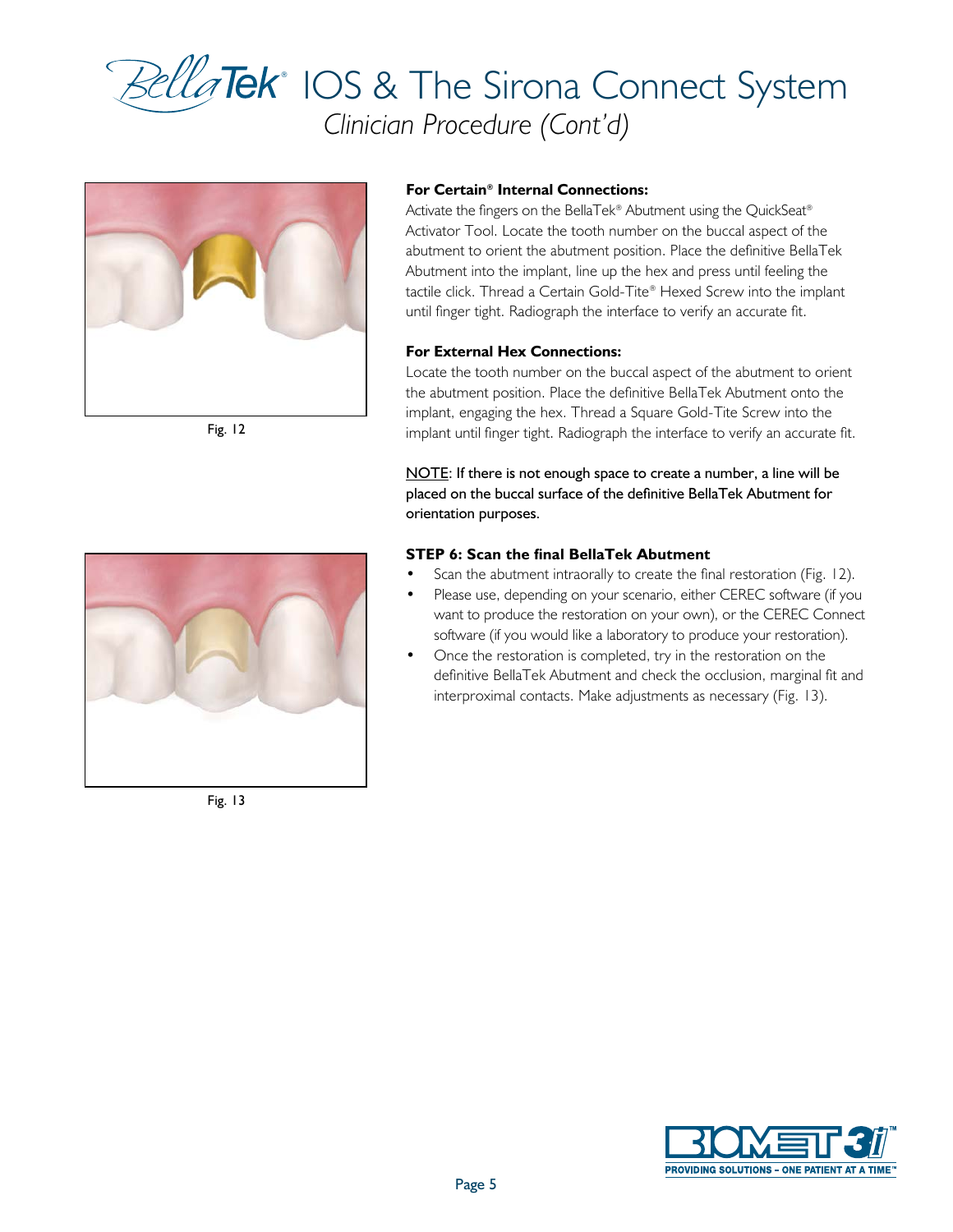# BellaTek® IOS & The Sirona Connect System

*Clinician Procedure (Cont'd)*

Fig. 12

Fig. 13

**For Certain® Internal Connections:**

Activate the fingers on the BellaTek® Abutment using the QuickSeat® Activator Tool. Locate the tooth number on the buccal aspect of the abutment to orient the abutment position. Place the definitive BellaTek Abutment into the implant, line up the hex and press until feeling the tactile click. Thread a Certain Gold-Tite® Hexed Screw into the implant until finger tight. Radiograph the interface to verify an accurate fit.

**For External Hex Connections:**

Locate the tooth number on the buccal aspect of the abutment to orient the abutment position. Place the definitive BellaTek Abutment onto the implant, engaging the hex. Thread a Square Gold-Tite Screw into the implant until finger tight. Radiograph the interface to verify an accurate fit.

NOTE: If there is not enough space to create a number, a line will be placed on the buccal surface of the definitive BellaTek Abutment for orientation purposes.

**STEP 6: Scan the final BellaTek Abutment**

- Scan the abutment intraorally to create the final restoration (Fig. 12).
- Please use, depending on your scenario, either CEREC software (if you want to produce the restoration on your own), or the CEREC Connect software (if you would like a laboratory to produce your restoration).
- Once the restoration is completed, try in the restoration on the definitive BellaTek Abutment and check the occlusion, marginal fit and interproximal contacts. Make adjustments as necessary (Fig. 13).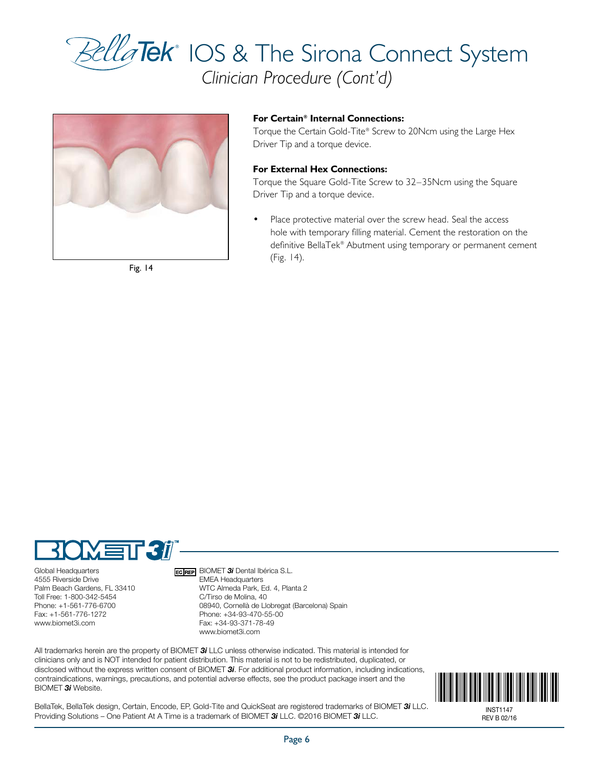# BellaTek® IOS & The Sirona Connect System

*Clinician Procedure (Cont'd)*

Fig. 14

**For Certain® Internal Connections:**

Torque the Certain Gold-Tite® Screw to 20Ncm using the Large Hex Driver Tip and a torque device.

**For External Hex Connections:**

Torque the Square Gold-Tite Screw to 32–35Ncm using the Square Driver Tip and a torque device.

- Place protective material over the screw head. Seal the access hole with temporary filling material. Cement the restoration on the definitive BellaTek® Abutment using temporary or permanent cement (Fig. 14).

BIOMET 3i™

Global Headquarters
4555 Riverside Drive
Palm Beach Gardens, FL 33410
Toll Free: 1-800-342-5454
Phone: +1-561-776-6700
Fax: +1-561-776-1272
www.biomet3i.com

EC REP BIOMET 3i Dental Ibérica S.L.
EMEA Headquarters
WTC Almeda Park, Ed. 4, Planta 2
C/Tirso de Molina, 40
08940, Cornellà de Llobregat (Barcelona) Spain
Phone: +34-93-470-55-00
Fax: +34-93-371-78-49
www.biomet3i.com

All trademarks herein are the property of BIOMET 3i LLC unless otherwise indicated. This material is intended for clinicians only and is NOT intended for patient distribution. This material is not to be redistributed, duplicated, or disclosed without the express written consent of BIOMET 3i. For additional product information, including indications, contraindications, warnings, precautions, and potential adverse effects, see the product package insert and the BIOMET 3i Website.

BellaTek, BellaTek design, Certain, Encode, EP, Gold-Tite and QuickSeat are registered trademarks of BIOMET 3i LLC. Providing Solutions – One Patient At A Time is a trademark of BIOMET 3i LLC. ©2016 BIOMET 3i LLC.

INST1147
REV B 02/16